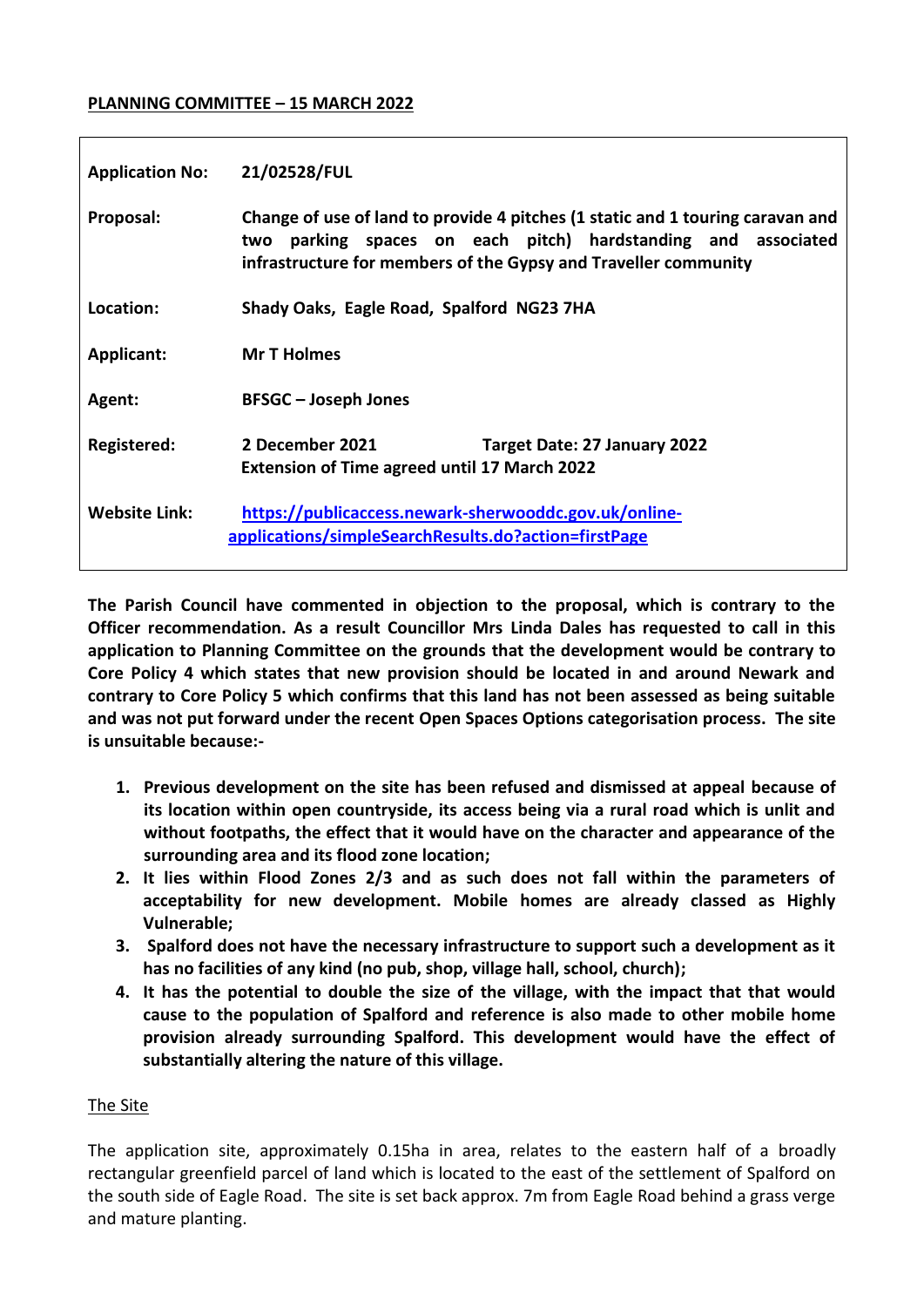**PLANNING COMMITTEE – 15 MARCH 2022**

| | |
|---|---|
| **Application No:** | **21/02528/FUL** |
| **Proposal:** | **Change of use of land to provide 4 pitches (1 static and 1 touring caravan and two parking spaces on each pitch) hardstanding and associated infrastructure for members of the Gypsy and Traveller community** |
| **Location:** | **Shady Oaks, Eagle Road, Spalford NG23 7HA** |
| **Applicant:** | **Mr T Holmes** |
| **Agent:** | **BFSGC – Joseph Jones** |
| **Registered:** | **2 December 2021 Target Date: 27 January 2022**<br>**Extension of Time agreed until 17 March 2022** |
| **Website Link:** | **https://publicaccess.newark-sherwooddc.gov.uk/online-applications/simpleSearchResults.do?action=firstPage** |

**The Parish Council have commented in objection to the proposal, which is contrary to the Officer recommendation. As a result Councillor Mrs Linda Dales has requested to call in this application to Planning Committee on the grounds that the development would be contrary to Core Policy 4 which states that new provision should be located in and around Newark and contrary to Core Policy 5 which confirms that this land has not been assessed as being suitable and was not put forward under the recent Open Spaces Options categorisation process. The site is unsuitable because:-**

1. **Previous development on the site has been refused and dismissed at appeal because of its location within open countryside, its access being via a rural road which is unlit and without footpaths, the effect that it would have on the character and appearance of the surrounding area and its flood zone location;**
2. **It lies within Flood Zones 2/3 and as such does not fall within the parameters of acceptability for new development. Mobile homes are already classed as Highly Vulnerable;**
3. **Spalford does not have the necessary infrastructure to support such a development as it has no facilities of any kind (no pub, shop, village hall, school, church);**
4. **It has the potential to double the size of the village, with the impact that that would cause to the population of Spalford and reference is also made to other mobile home provision already surrounding Spalford. This development would have the effect of substantially altering the nature of this village.**

The Site

The application site, approximately 0.15ha in area, relates to the eastern half of a broadly rectangular greenfield parcel of land which is located to the east of the settlement of Spalford on the south side of Eagle Road. The site is set back approx. 7m from Eagle Road behind a grass verge and mature planting.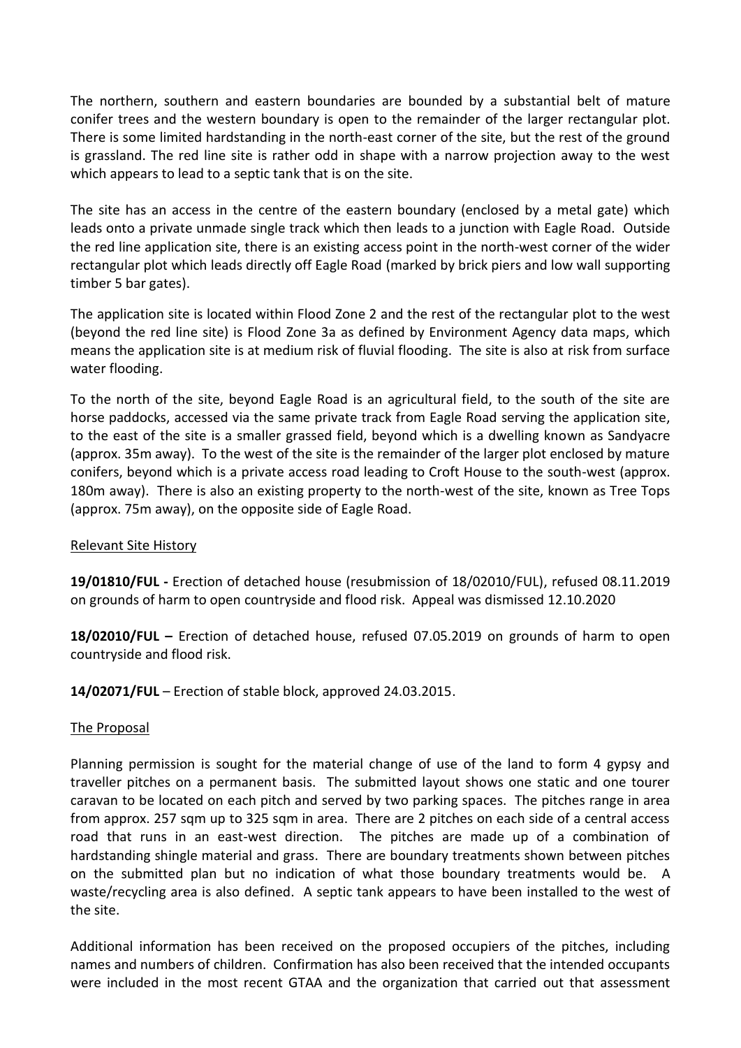The northern, southern and eastern boundaries are bounded by a substantial belt of mature conifer trees and the western boundary is open to the remainder of the larger rectangular plot. There is some limited hardstanding in the north-east corner of the site, but the rest of the ground is grassland. The red line site is rather odd in shape with a narrow projection away to the west which appears to lead to a septic tank that is on the site.

The site has an access in the centre of the eastern boundary (enclosed by a metal gate) which leads onto a private unmade single track which then leads to a junction with Eagle Road. Outside the red line application site, there is an existing access point in the north-west corner of the wider rectangular plot which leads directly off Eagle Road (marked by brick piers and low wall supporting timber 5 bar gates).

The application site is located within Flood Zone 2 and the rest of the rectangular plot to the west (beyond the red line site) is Flood Zone 3a as defined by Environment Agency data maps, which means the application site is at medium risk of fluvial flooding. The site is also at risk from surface water flooding.

To the north of the site, beyond Eagle Road is an agricultural field, to the south of the site are horse paddocks, accessed via the same private track from Eagle Road serving the application site, to the east of the site is a smaller grassed field, beyond which is a dwelling known as Sandyacre (approx. 35m away). To the west of the site is the remainder of the larger plot enclosed by mature conifers, beyond which is a private access road leading to Croft House to the south-west (approx. 180m away). There is also an existing property to the north-west of the site, known as Tree Tops (approx. 75m away), on the opposite side of Eagle Road.

## Relevant Site History

**19/01810/FUL -** Erection of detached house (resubmission of 18/02010/FUL), refused 08.11.2019 on grounds of harm to open countryside and flood risk. Appeal was dismissed 12.10.2020

**18/02010/FUL –** Erection of detached house, refused 07.05.2019 on grounds of harm to open countryside and flood risk.

**14/02071/FUL** – Erection of stable block, approved 24.03.2015.

## The Proposal

Planning permission is sought for the material change of use of the land to form 4 gypsy and traveller pitches on a permanent basis. The submitted layout shows one static and one tourer caravan to be located on each pitch and served by two parking spaces. The pitches range in area from approx. 257 sqm up to 325 sqm in area. There are 2 pitches on each side of a central access road that runs in an east-west direction. The pitches are made up of a combination of hardstanding shingle material and grass. There are boundary treatments shown between pitches on the submitted plan but no indication of what those boundary treatments would be. A waste/recycling area is also defined. A septic tank appears to have been installed to the west of the site.

Additional information has been received on the proposed occupiers of the pitches, including names and numbers of children. Confirmation has also been received that the intended occupants were included in the most recent GTAA and the organization that carried out that assessment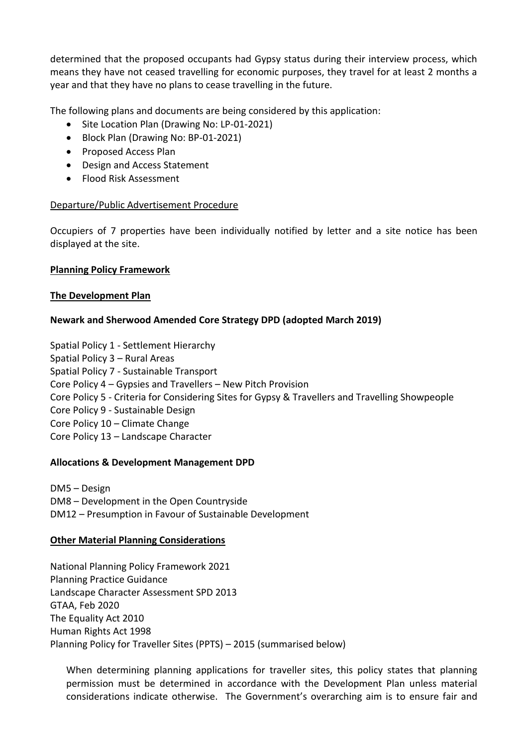determined that the proposed occupants had Gypsy status during their interview process, which means they have not ceased travelling for economic purposes, they travel for at least 2 months a year and that they have no plans to cease travelling in the future.

The following plans and documents are being considered by this application:

- Site Location Plan (Drawing No: LP-01-2021)
- Block Plan (Drawing No: BP-01-2021)
- Proposed Access Plan
- Design and Access Statement
- Flood Risk Assessment

Departure/Public Advertisement Procedure

Occupiers of 7 properties have been individually notified by letter and a site notice has been displayed at the site.

**Planning Policy Framework**

**The Development Plan**

**Newark and Sherwood Amended Core Strategy DPD (adopted March 2019)**

Spatial Policy 1 - Settlement Hierarchy
Spatial Policy 3 – Rural Areas
Spatial Policy 7 - Sustainable Transport
Core Policy 4 – Gypsies and Travellers – New Pitch Provision
Core Policy 5 - Criteria for Considering Sites for Gypsy & Travellers and Travelling Showpeople
Core Policy 9 - Sustainable Design
Core Policy 10 – Climate Change
Core Policy 13 – Landscape Character

**Allocations & Development Management DPD**

DM5 – Design
DM8 – Development in the Open Countryside
DM12 – Presumption in Favour of Sustainable Development

**Other Material Planning Considerations**

National Planning Policy Framework 2021
Planning Practice Guidance
Landscape Character Assessment SPD 2013
GTAA, Feb 2020
The Equality Act 2010
Human Rights Act 1998
Planning Policy for Traveller Sites (PPTS) – 2015 (summarised below)

> When determining planning applications for traveller sites, this policy states that planning permission must be determined in accordance with the Development Plan unless material considerations indicate otherwise. The Government's overarching aim is to ensure fair and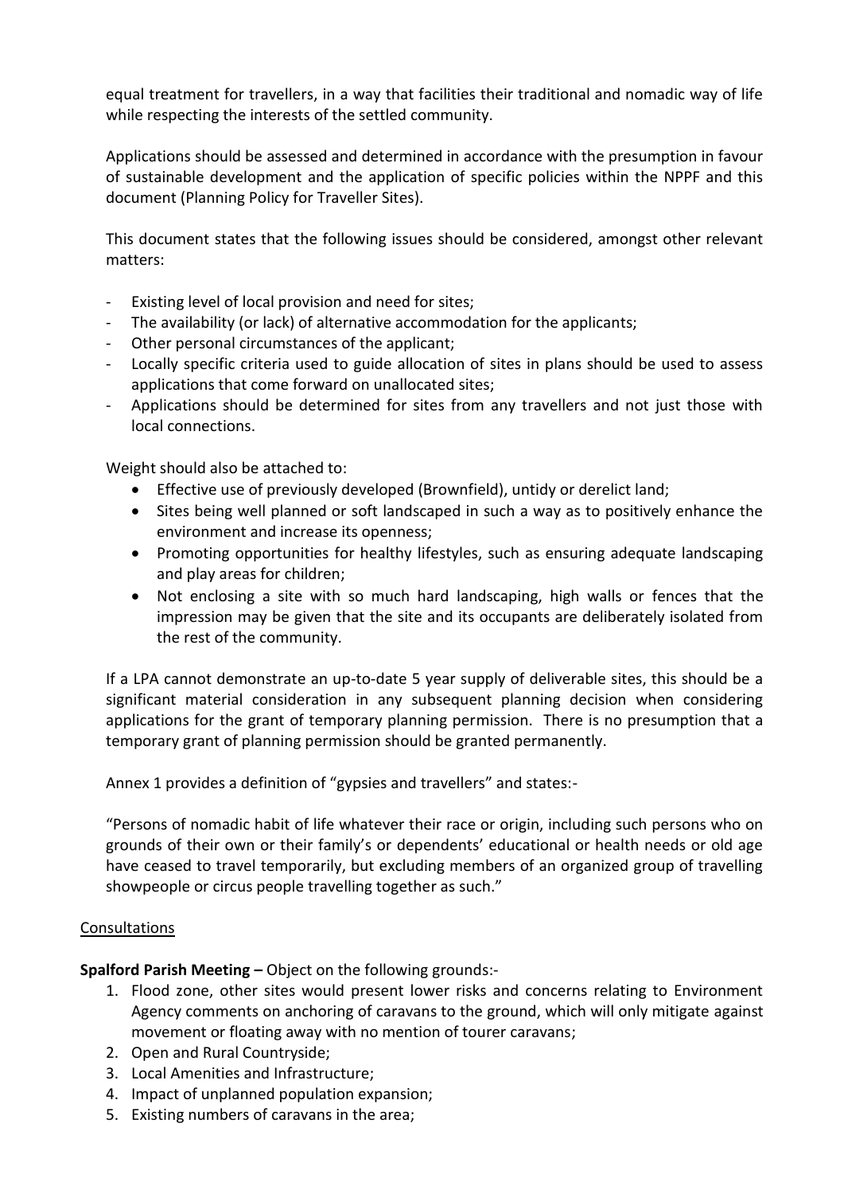equal treatment for travellers, in a way that facilities their traditional and nomadic way of life while respecting the interests of the settled community.

Applications should be assessed and determined in accordance with the presumption in favour of sustainable development and the application of specific policies within the NPPF and this document (Planning Policy for Traveller Sites).

This document states that the following issues should be considered, amongst other relevant matters:

- Existing level of local provision and need for sites;
- The availability (or lack) of alternative accommodation for the applicants;
- Other personal circumstances of the applicant;
- Locally specific criteria used to guide allocation of sites in plans should be used to assess applications that come forward on unallocated sites;
- Applications should be determined for sites from any travellers and not just those with local connections.

Weight should also be attached to:

- Effective use of previously developed (Brownfield), untidy or derelict land;
- Sites being well planned or soft landscaped in such a way as to positively enhance the environment and increase its openness;
- Promoting opportunities for healthy lifestyles, such as ensuring adequate landscaping and play areas for children;
- Not enclosing a site with so much hard landscaping, high walls or fences that the impression may be given that the site and its occupants are deliberately isolated from the rest of the community.

If a LPA cannot demonstrate an up-to-date 5 year supply of deliverable sites, this should be a significant material consideration in any subsequent planning decision when considering applications for the grant of temporary planning permission. There is no presumption that a temporary grant of planning permission should be granted permanently.

Annex 1 provides a definition of "gypsies and travellers" and states:-

"Persons of nomadic habit of life whatever their race or origin, including such persons who on grounds of their own or their family's or dependents' educational or health needs or old age have ceased to travel temporarily, but excluding members of an organized group of travelling showpeople or circus people travelling together as such."

Consultations

**Spalford Parish Meeting –** Object on the following grounds:-

1. Flood zone, other sites would present lower risks and concerns relating to Environment Agency comments on anchoring of caravans to the ground, which will only mitigate against movement or floating away with no mention of tourer caravans;
2. Open and Rural Countryside;
3. Local Amenities and Infrastructure;
4. Impact of unplanned population expansion;
5. Existing numbers of caravans in the area;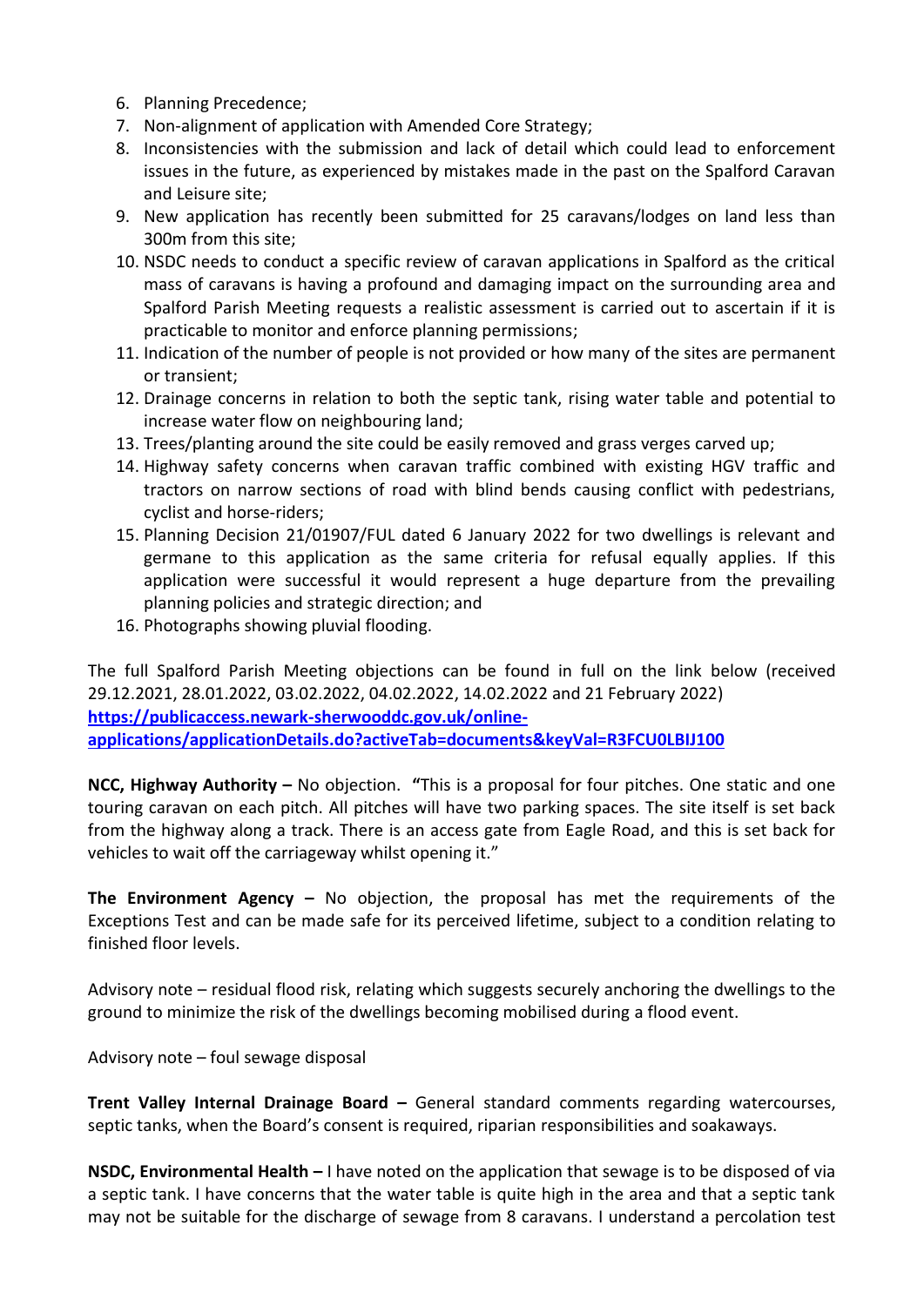6. Planning Precedence;
7. Non-alignment of application with Amended Core Strategy;
8. Inconsistencies with the submission and lack of detail which could lead to enforcement issues in the future, as experienced by mistakes made in the past on the Spalford Caravan and Leisure site;
9. New application has recently been submitted for 25 caravans/lodges on land less than 300m from this site;
10. NSDC needs to conduct a specific review of caravan applications in Spalford as the critical mass of caravans is having a profound and damaging impact on the surrounding area and Spalford Parish Meeting requests a realistic assessment is carried out to ascertain if it is practicable to monitor and enforce planning permissions;
11. Indication of the number of people is not provided or how many of the sites are permanent or transient;
12. Drainage concerns in relation to both the septic tank, rising water table and potential to increase water flow on neighbouring land;
13. Trees/planting around the site could be easily removed and grass verges carved up;
14. Highway safety concerns when caravan traffic combined with existing HGV traffic and tractors on narrow sections of road with blind bends causing conflict with pedestrians, cyclist and horse-riders;
15. Planning Decision 21/01907/FUL dated 6 January 2022 for two dwellings is relevant and germane to this application as the same criteria for refusal equally applies. If this application were successful it would represent a huge departure from the prevailing planning policies and strategic direction; and
16. Photographs showing pluvial flooding.

The full Spalford Parish Meeting objections can be found in full on the link below (received 29.12.2021, 28.01.2022, 03.02.2022, 04.02.2022, 14.02.2022 and 21 February 2022)
**https://publicaccess.newark-sherwooddc.gov.uk/online-applications/applicationDetails.do?activeTab=documents&keyVal=R3FCU0LBIJ100**

**NCC, Highway Authority –** No objection. **"**This is a proposal for four pitches. One static and one touring caravan on each pitch. All pitches will have two parking spaces. The site itself is set back from the highway along a track. There is an access gate from Eagle Road, and this is set back for vehicles to wait off the carriageway whilst opening it."

**The Environment Agency –** No objection, the proposal has met the requirements of the Exceptions Test and can be made safe for its perceived lifetime, subject to a condition relating to finished floor levels.

Advisory note – residual flood risk, relating which suggests securely anchoring the dwellings to the ground to minimize the risk of the dwellings becoming mobilised during a flood event.

Advisory note – foul sewage disposal

**Trent Valley Internal Drainage Board –** General standard comments regarding watercourses, septic tanks, when the Board's consent is required, riparian responsibilities and soakaways.

**NSDC, Environmental Health –** I have noted on the application that sewage is to be disposed of via a septic tank. I have concerns that the water table is quite high in the area and that a septic tank may not be suitable for the discharge of sewage from 8 caravans. I understand a percolation test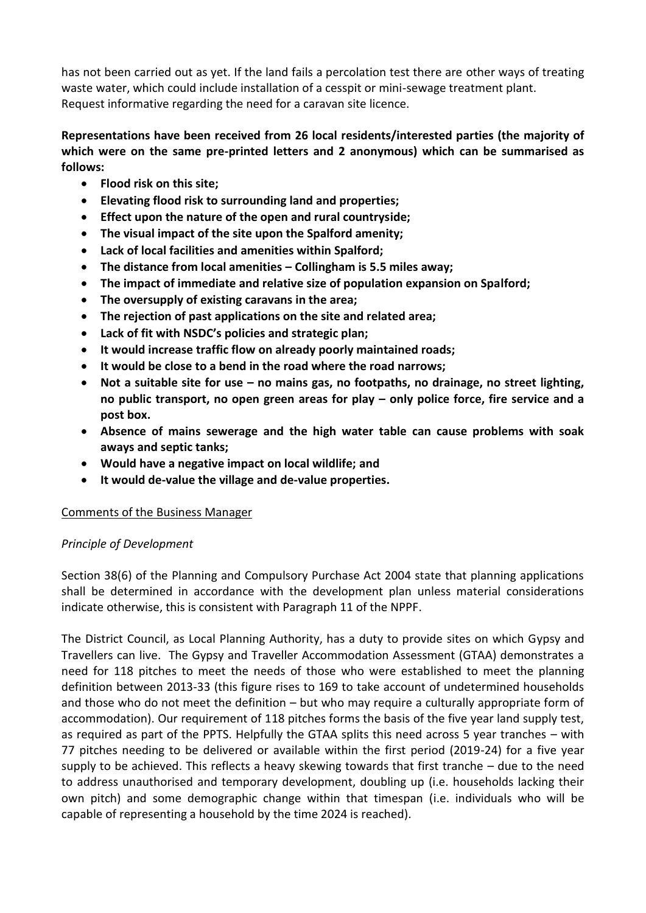has not been carried out as yet. If the land fails a percolation test there are other ways of treating waste water, which could include installation of a cesspit or mini-sewage treatment plant. Request informative regarding the need for a caravan site licence.

**Representations have been received from 26 local residents/interested parties (the majority of which were on the same pre-printed letters and 2 anonymous) which can be summarised as follows:**

- **Flood risk on this site;**
- **Elevating flood risk to surrounding land and properties;**
- **Effect upon the nature of the open and rural countryside;**
- **The visual impact of the site upon the Spalford amenity;**
- **Lack of local facilities and amenities within Spalford;**
- **The distance from local amenities – Collingham is 5.5 miles away;**
- **The impact of immediate and relative size of population expansion on Spalford;**
- **The oversupply of existing caravans in the area;**
- **The rejection of past applications on the site and related area;**
- **Lack of fit with NSDC's policies and strategic plan;**
- **It would increase traffic flow on already poorly maintained roads;**
- **It would be close to a bend in the road where the road narrows;**
- **Not a suitable site for use – no mains gas, no footpaths, no drainage, no street lighting, no public transport, no open green areas for play – only police force, fire service and a post box.**
- **Absence of mains sewerage and the high water table can cause problems with soak aways and septic tanks;**
- **Would have a negative impact on local wildlife; and**
- **It would de-value the village and de-value properties.**

<u>Comments of the Business Manager</u>

*Principle of Development*

Section 38(6) of the Planning and Compulsory Purchase Act 2004 state that planning applications shall be determined in accordance with the development plan unless material considerations indicate otherwise, this is consistent with Paragraph 11 of the NPPF.

The District Council, as Local Planning Authority, has a duty to provide sites on which Gypsy and Travellers can live. The Gypsy and Traveller Accommodation Assessment (GTAA) demonstrates a need for 118 pitches to meet the needs of those who were established to meet the planning definition between 2013-33 (this figure rises to 169 to take account of undetermined households and those who do not meet the definition – but who may require a culturally appropriate form of accommodation). Our requirement of 118 pitches forms the basis of the five year land supply test, as required as part of the PPTS. Helpfully the GTAA splits this need across 5 year tranches – with 77 pitches needing to be delivered or available within the first period (2019-24) for a five year supply to be achieved. This reflects a heavy skewing towards that first tranche – due to the need to address unauthorised and temporary development, doubling up (i.e. households lacking their own pitch) and some demographic change within that timespan (i.e. individuals who will be capable of representing a household by the time 2024 is reached).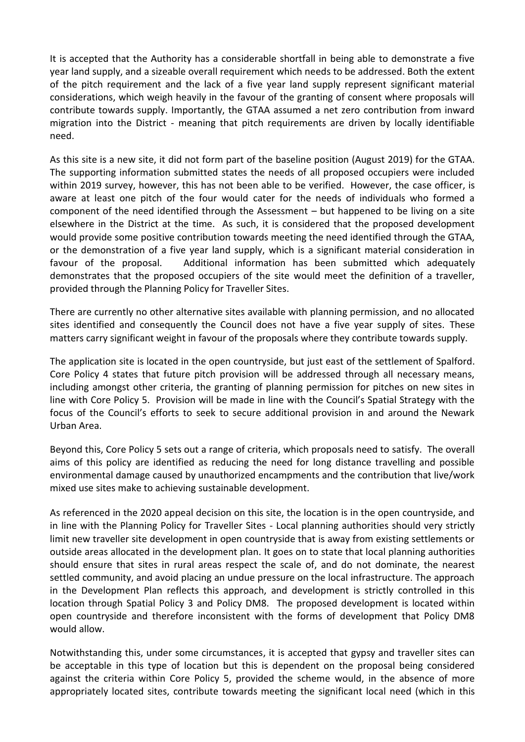It is accepted that the Authority has a considerable shortfall in being able to demonstrate a five year land supply, and a sizeable overall requirement which needs to be addressed. Both the extent of the pitch requirement and the lack of a five year land supply represent significant material considerations, which weigh heavily in the favour of the granting of consent where proposals will contribute towards supply. Importantly, the GTAA assumed a net zero contribution from inward migration into the District - meaning that pitch requirements are driven by locally identifiable need.

As this site is a new site, it did not form part of the baseline position (August 2019) for the GTAA. The supporting information submitted states the needs of all proposed occupiers were included within 2019 survey, however, this has not been able to be verified. However, the case officer, is aware at least one pitch of the four would cater for the needs of individuals who formed a component of the need identified through the Assessment – but happened to be living on a site elsewhere in the District at the time. As such, it is considered that the proposed development would provide some positive contribution towards meeting the need identified through the GTAA, or the demonstration of a five year land supply, which is a significant material consideration in favour of the proposal. Additional information has been submitted which adequately demonstrates that the proposed occupiers of the site would meet the definition of a traveller, provided through the Planning Policy for Traveller Sites.

There are currently no other alternative sites available with planning permission, and no allocated sites identified and consequently the Council does not have a five year supply of sites. These matters carry significant weight in favour of the proposals where they contribute towards supply.

The application site is located in the open countryside, but just east of the settlement of Spalford. Core Policy 4 states that future pitch provision will be addressed through all necessary means, including amongst other criteria, the granting of planning permission for pitches on new sites in line with Core Policy 5. Provision will be made in line with the Council's Spatial Strategy with the focus of the Council's efforts to seek to secure additional provision in and around the Newark Urban Area.

Beyond this, Core Policy 5 sets out a range of criteria, which proposals need to satisfy. The overall aims of this policy are identified as reducing the need for long distance travelling and possible environmental damage caused by unauthorized encampments and the contribution that live/work mixed use sites make to achieving sustainable development.

As referenced in the 2020 appeal decision on this site, the location is in the open countryside, and in line with the Planning Policy for Traveller Sites - Local planning authorities should very strictly limit new traveller site development in open countryside that is away from existing settlements or outside areas allocated in the development plan. It goes on to state that local planning authorities should ensure that sites in rural areas respect the scale of, and do not dominate, the nearest settled community, and avoid placing an undue pressure on the local infrastructure. The approach in the Development Plan reflects this approach, and development is strictly controlled in this location through Spatial Policy 3 and Policy DM8. The proposed development is located within open countryside and therefore inconsistent with the forms of development that Policy DM8 would allow.

Notwithstanding this, under some circumstances, it is accepted that gypsy and traveller sites can be acceptable in this type of location but this is dependent on the proposal being considered against the criteria within Core Policy 5, provided the scheme would, in the absence of more appropriately located sites, contribute towards meeting the significant local need (which in this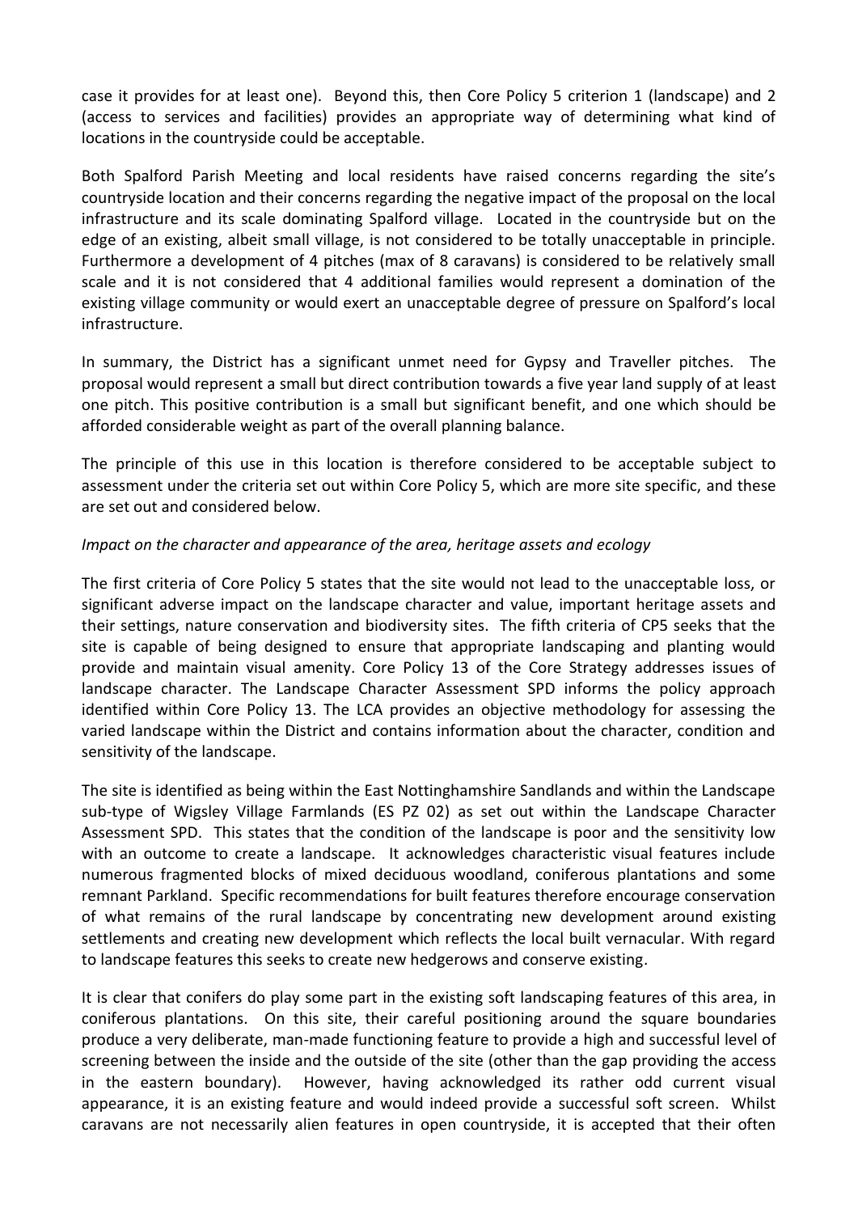case it provides for at least one). Beyond this, then Core Policy 5 criterion 1 (landscape) and 2 (access to services and facilities) provides an appropriate way of determining what kind of locations in the countryside could be acceptable.

Both Spalford Parish Meeting and local residents have raised concerns regarding the site's countryside location and their concerns regarding the negative impact of the proposal on the local infrastructure and its scale dominating Spalford village. Located in the countryside but on the edge of an existing, albeit small village, is not considered to be totally unacceptable in principle. Furthermore a development of 4 pitches (max of 8 caravans) is considered to be relatively small scale and it is not considered that 4 additional families would represent a domination of the existing village community or would exert an unacceptable degree of pressure on Spalford's local infrastructure.

In summary, the District has a significant unmet need for Gypsy and Traveller pitches. The proposal would represent a small but direct contribution towards a five year land supply of at least one pitch. This positive contribution is a small but significant benefit, and one which should be afforded considerable weight as part of the overall planning balance.

The principle of this use in this location is therefore considered to be acceptable subject to assessment under the criteria set out within Core Policy 5, which are more site specific, and these are set out and considered below.

*Impact on the character and appearance of the area, heritage assets and ecology*

The first criteria of Core Policy 5 states that the site would not lead to the unacceptable loss, or significant adverse impact on the landscape character and value, important heritage assets and their settings, nature conservation and biodiversity sites. The fifth criteria of CP5 seeks that the site is capable of being designed to ensure that appropriate landscaping and planting would provide and maintain visual amenity. Core Policy 13 of the Core Strategy addresses issues of landscape character. The Landscape Character Assessment SPD informs the policy approach identified within Core Policy 13. The LCA provides an objective methodology for assessing the varied landscape within the District and contains information about the character, condition and sensitivity of the landscape.

The site is identified as being within the East Nottinghamshire Sandlands and within the Landscape sub-type of Wigsley Village Farmlands (ES PZ 02) as set out within the Landscape Character Assessment SPD. This states that the condition of the landscape is poor and the sensitivity low with an outcome to create a landscape. It acknowledges characteristic visual features include numerous fragmented blocks of mixed deciduous woodland, coniferous plantations and some remnant Parkland. Specific recommendations for built features therefore encourage conservation of what remains of the rural landscape by concentrating new development around existing settlements and creating new development which reflects the local built vernacular. With regard to landscape features this seeks to create new hedgerows and conserve existing.

It is clear that conifers do play some part in the existing soft landscaping features of this area, in coniferous plantations. On this site, their careful positioning around the square boundaries produce a very deliberate, man-made functioning feature to provide a high and successful level of screening between the inside and the outside of the site (other than the gap providing the access in the eastern boundary). However, having acknowledged its rather odd current visual appearance, it is an existing feature and would indeed provide a successful soft screen. Whilst caravans are not necessarily alien features in open countryside, it is accepted that their often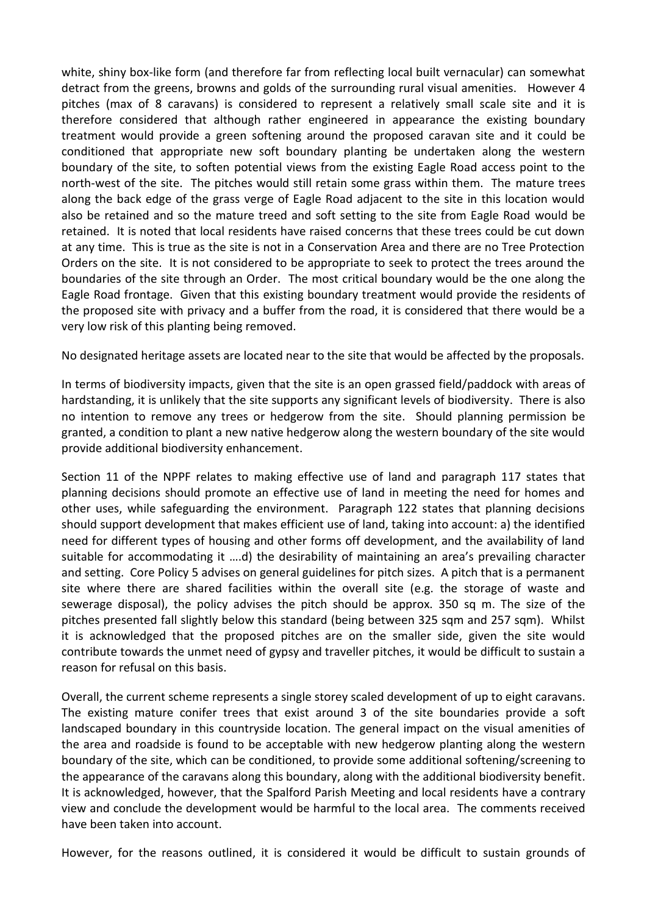white, shiny box-like form (and therefore far from reflecting local built vernacular) can somewhat detract from the greens, browns and golds of the surrounding rural visual amenities. However 4 pitches (max of 8 caravans) is considered to represent a relatively small scale site and it is therefore considered that although rather engineered in appearance the existing boundary treatment would provide a green softening around the proposed caravan site and it could be conditioned that appropriate new soft boundary planting be undertaken along the western boundary of the site, to soften potential views from the existing Eagle Road access point to the north-west of the site. The pitches would still retain some grass within them. The mature trees along the back edge of the grass verge of Eagle Road adjacent to the site in this location would also be retained and so the mature treed and soft setting to the site from Eagle Road would be retained. It is noted that local residents have raised concerns that these trees could be cut down at any time. This is true as the site is not in a Conservation Area and there are no Tree Protection Orders on the site. It is not considered to be appropriate to seek to protect the trees around the boundaries of the site through an Order. The most critical boundary would be the one along the Eagle Road frontage. Given that this existing boundary treatment would provide the residents of the proposed site with privacy and a buffer from the road, it is considered that there would be a very low risk of this planting being removed.

No designated heritage assets are located near to the site that would be affected by the proposals.

In terms of biodiversity impacts, given that the site is an open grassed field/paddock with areas of hardstanding, it is unlikely that the site supports any significant levels of biodiversity. There is also no intention to remove any trees or hedgerow from the site. Should planning permission be granted, a condition to plant a new native hedgerow along the western boundary of the site would provide additional biodiversity enhancement.

Section 11 of the NPPF relates to making effective use of land and paragraph 117 states that planning decisions should promote an effective use of land in meeting the need for homes and other uses, while safeguarding the environment. Paragraph 122 states that planning decisions should support development that makes efficient use of land, taking into account: a) the identified need for different types of housing and other forms off development, and the availability of land suitable for accommodating it ….d) the desirability of maintaining an area's prevailing character and setting. Core Policy 5 advises on general guidelines for pitch sizes. A pitch that is a permanent site where there are shared facilities within the overall site (e.g. the storage of waste and sewerage disposal), the policy advises the pitch should be approx. 350 sq m. The size of the pitches presented fall slightly below this standard (being between 325 sqm and 257 sqm). Whilst it is acknowledged that the proposed pitches are on the smaller side, given the site would contribute towards the unmet need of gypsy and traveller pitches, it would be difficult to sustain a reason for refusal on this basis.

Overall, the current scheme represents a single storey scaled development of up to eight caravans. The existing mature conifer trees that exist around 3 of the site boundaries provide a soft landscaped boundary in this countryside location. The general impact on the visual amenities of the area and roadside is found to be acceptable with new hedgerow planting along the western boundary of the site, which can be conditioned, to provide some additional softening/screening to the appearance of the caravans along this boundary, along with the additional biodiversity benefit. It is acknowledged, however, that the Spalford Parish Meeting and local residents have a contrary view and conclude the development would be harmful to the local area. The comments received have been taken into account.

However, for the reasons outlined, it is considered it would be difficult to sustain grounds of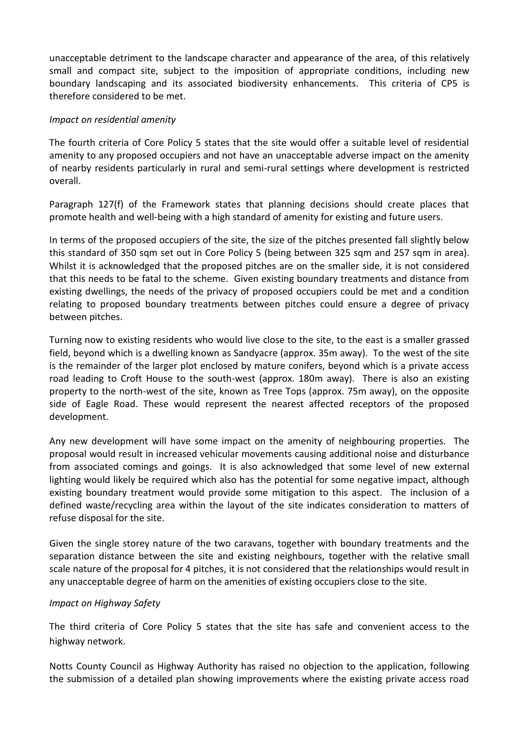unacceptable detriment to the landscape character and appearance of the area, of this relatively small and compact site, subject to the imposition of appropriate conditions, including new boundary landscaping and its associated biodiversity enhancements. This criteria of CP5 is therefore considered to be met.

*Impact on residential amenity*

The fourth criteria of Core Policy 5 states that the site would offer a suitable level of residential amenity to any proposed occupiers and not have an unacceptable adverse impact on the amenity of nearby residents particularly in rural and semi-rural settings where development is restricted overall.

Paragraph 127(f) of the Framework states that planning decisions should create places that promote health and well-being with a high standard of amenity for existing and future users.

In terms of the proposed occupiers of the site, the size of the pitches presented fall slightly below this standard of 350 sqm set out in Core Policy 5 (being between 325 sqm and 257 sqm in area). Whilst it is acknowledged that the proposed pitches are on the smaller side, it is not considered that this needs to be fatal to the scheme. Given existing boundary treatments and distance from existing dwellings, the needs of the privacy of proposed occupiers could be met and a condition relating to proposed boundary treatments between pitches could ensure a degree of privacy between pitches.

Turning now to existing residents who would live close to the site, to the east is a smaller grassed field, beyond which is a dwelling known as Sandyacre (approx. 35m away). To the west of the site is the remainder of the larger plot enclosed by mature conifers, beyond which is a private access road leading to Croft House to the south-west (approx. 180m away). There is also an existing property to the north-west of the site, known as Tree Tops (approx. 75m away), on the opposite side of Eagle Road. These would represent the nearest affected receptors of the proposed development.

Any new development will have some impact on the amenity of neighbouring properties. The proposal would result in increased vehicular movements causing additional noise and disturbance from associated comings and goings. It is also acknowledged that some level of new external lighting would likely be required which also has the potential for some negative impact, although existing boundary treatment would provide some mitigation to this aspect. The inclusion of a defined waste/recycling area within the layout of the site indicates consideration to matters of refuse disposal for the site.

Given the single storey nature of the two caravans, together with boundary treatments and the separation distance between the site and existing neighbours, together with the relative small scale nature of the proposal for 4 pitches, it is not considered that the relationships would result in any unacceptable degree of harm on the amenities of existing occupiers close to the site.

*Impact on Highway Safety*

The third criteria of Core Policy 5 states that the site has safe and convenient access to the highway network.

Notts County Council as Highway Authority has raised no objection to the application, following the submission of a detailed plan showing improvements where the existing private access road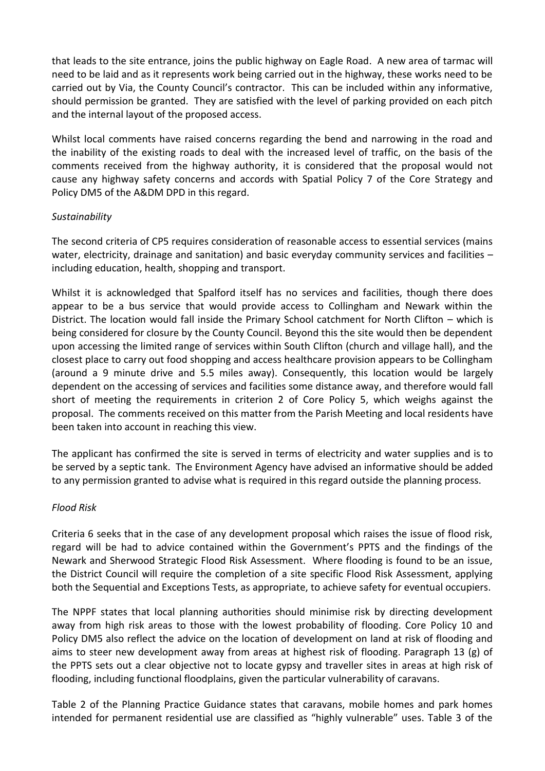that leads to the site entrance, joins the public highway on Eagle Road. A new area of tarmac will need to be laid and as it represents work being carried out in the highway, these works need to be carried out by Via, the County Council's contractor. This can be included within any informative, should permission be granted. They are satisfied with the level of parking provided on each pitch and the internal layout of the proposed access.

Whilst local comments have raised concerns regarding the bend and narrowing in the road and the inability of the existing roads to deal with the increased level of traffic, on the basis of the comments received from the highway authority, it is considered that the proposal would not cause any highway safety concerns and accords with Spatial Policy 7 of the Core Strategy and Policy DM5 of the A&DM DPD in this regard.

*Sustainability*

The second criteria of CP5 requires consideration of reasonable access to essential services (mains water, electricity, drainage and sanitation) and basic everyday community services and facilities – including education, health, shopping and transport.

Whilst it is acknowledged that Spalford itself has no services and facilities, though there does appear to be a bus service that would provide access to Collingham and Newark within the District. The location would fall inside the Primary School catchment for North Clifton – which is being considered for closure by the County Council. Beyond this the site would then be dependent upon accessing the limited range of services within South Clifton (church and village hall), and the closest place to carry out food shopping and access healthcare provision appears to be Collingham (around a 9 minute drive and 5.5 miles away). Consequently, this location would be largely dependent on the accessing of services and facilities some distance away, and therefore would fall short of meeting the requirements in criterion 2 of Core Policy 5, which weighs against the proposal. The comments received on this matter from the Parish Meeting and local residents have been taken into account in reaching this view.

The applicant has confirmed the site is served in terms of electricity and water supplies and is to be served by a septic tank. The Environment Agency have advised an informative should be added to any permission granted to advise what is required in this regard outside the planning process.

*Flood Risk*

Criteria 6 seeks that in the case of any development proposal which raises the issue of flood risk, regard will be had to advice contained within the Government's PPTS and the findings of the Newark and Sherwood Strategic Flood Risk Assessment. Where flooding is found to be an issue, the District Council will require the completion of a site specific Flood Risk Assessment, applying both the Sequential and Exceptions Tests, as appropriate, to achieve safety for eventual occupiers.

The NPPF states that local planning authorities should minimise risk by directing development away from high risk areas to those with the lowest probability of flooding. Core Policy 10 and Policy DM5 also reflect the advice on the location of development on land at risk of flooding and aims to steer new development away from areas at highest risk of flooding. Paragraph 13 (g) of the PPTS sets out a clear objective not to locate gypsy and traveller sites in areas at high risk of flooding, including functional floodplains, given the particular vulnerability of caravans.

Table 2 of the Planning Practice Guidance states that caravans, mobile homes and park homes intended for permanent residential use are classified as "highly vulnerable" uses. Table 3 of the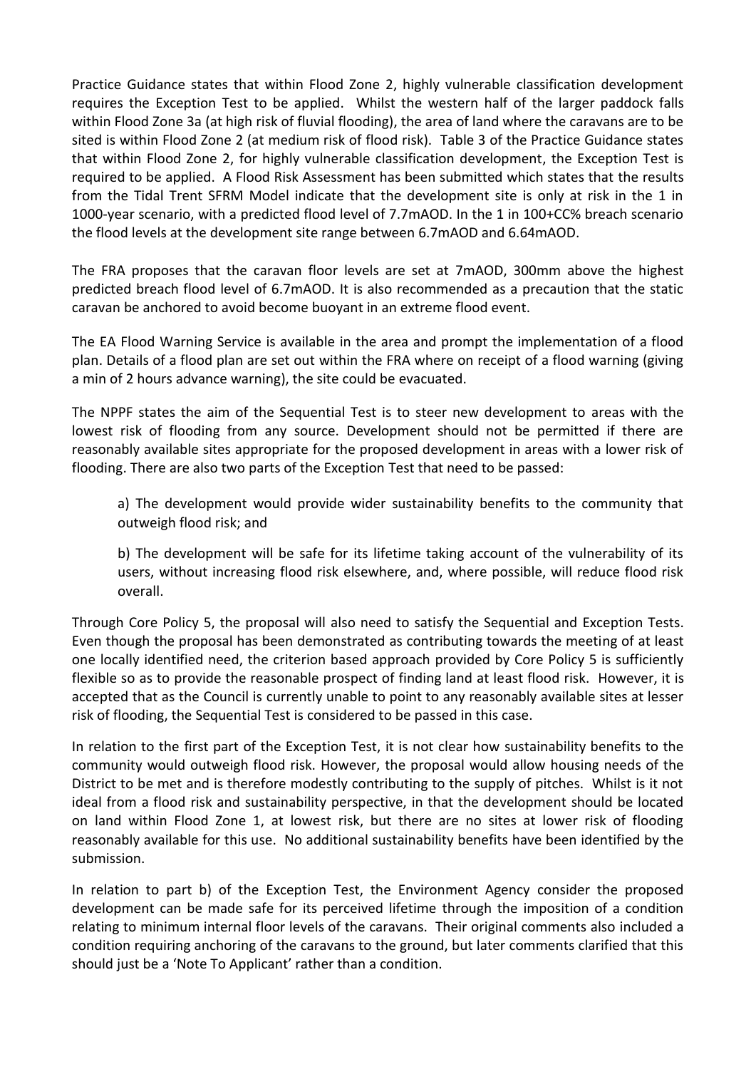Practice Guidance states that within Flood Zone 2, highly vulnerable classification development requires the Exception Test to be applied. Whilst the western half of the larger paddock falls within Flood Zone 3a (at high risk of fluvial flooding), the area of land where the caravans are to be sited is within Flood Zone 2 (at medium risk of flood risk). Table 3 of the Practice Guidance states that within Flood Zone 2, for highly vulnerable classification development, the Exception Test is required to be applied. A Flood Risk Assessment has been submitted which states that the results from the Tidal Trent SFRM Model indicate that the development site is only at risk in the 1 in 1000-year scenario, with a predicted flood level of 7.7mAOD. In the 1 in 100+CC% breach scenario the flood levels at the development site range between 6.7mAOD and 6.64mAOD.

The FRA proposes that the caravan floor levels are set at 7mAOD, 300mm above the highest predicted breach flood level of 6.7mAOD. It is also recommended as a precaution that the static caravan be anchored to avoid become buoyant in an extreme flood event.

The EA Flood Warning Service is available in the area and prompt the implementation of a flood plan. Details of a flood plan are set out within the FRA where on receipt of a flood warning (giving a min of 2 hours advance warning), the site could be evacuated.

The NPPF states the aim of the Sequential Test is to steer new development to areas with the lowest risk of flooding from any source. Development should not be permitted if there are reasonably available sites appropriate for the proposed development in areas with a lower risk of flooding. There are also two parts of the Exception Test that need to be passed:

> a) The development would provide wider sustainability benefits to the community that outweigh flood risk; and
>
> b) The development will be safe for its lifetime taking account of the vulnerability of its users, without increasing flood risk elsewhere, and, where possible, will reduce flood risk overall.

Through Core Policy 5, the proposal will also need to satisfy the Sequential and Exception Tests. Even though the proposal has been demonstrated as contributing towards the meeting of at least one locally identified need, the criterion based approach provided by Core Policy 5 is sufficiently flexible so as to provide the reasonable prospect of finding land at least flood risk. However, it is accepted that as the Council is currently unable to point to any reasonably available sites at lesser risk of flooding, the Sequential Test is considered to be passed in this case.

In relation to the first part of the Exception Test, it is not clear how sustainability benefits to the community would outweigh flood risk. However, the proposal would allow housing needs of the District to be met and is therefore modestly contributing to the supply of pitches. Whilst is it not ideal from a flood risk and sustainability perspective, in that the development should be located on land within Flood Zone 1, at lowest risk, but there are no sites at lower risk of flooding reasonably available for this use. No additional sustainability benefits have been identified by the submission.

In relation to part b) of the Exception Test, the Environment Agency consider the proposed development can be made safe for its perceived lifetime through the imposition of a condition relating to minimum internal floor levels of the caravans. Their original comments also included a condition requiring anchoring of the caravans to the ground, but later comments clarified that this should just be a 'Note To Applicant' rather than a condition.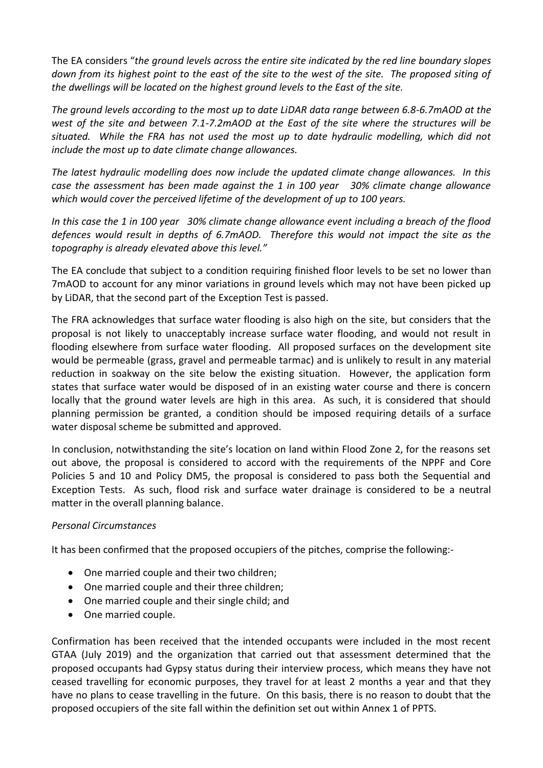The EA considers "*the ground levels across the entire site indicated by the red line boundary slopes down from its highest point to the east of the site to the west of the site. The proposed siting of the dwellings will be located on the highest ground levels to the East of the site.*

*The ground levels according to the most up to date LiDAR data range between 6.8-6.7mAOD at the west of the site and between 7.1-7.2mAOD at the East of the site where the structures will be situated. While the FRA has not used the most up to date hydraulic modelling, which did not include the most up to date climate change allowances.*

*The latest hydraulic modelling does now include the updated climate change allowances. In this case the assessment has been made against the 1 in 100 year 30% climate change allowance which would cover the perceived lifetime of the development of up to 100 years.*

*In this case the 1 in 100 year 30% climate change allowance event including a breach of the flood defences would result in depths of 6.7mAOD. Therefore this would not impact the site as the topography is already elevated above this level."*

The EA conclude that subject to a condition requiring finished floor levels to be set no lower than 7mAOD to account for any minor variations in ground levels which may not have been picked up by LiDAR, that the second part of the Exception Test is passed.

The FRA acknowledges that surface water flooding is also high on the site, but considers that the proposal is not likely to unacceptably increase surface water flooding, and would not result in flooding elsewhere from surface water flooding. All proposed surfaces on the development site would be permeable (grass, gravel and permeable tarmac) and is unlikely to result in any material reduction in soakway on the site below the existing situation. However, the application form states that surface water would be disposed of in an existing water course and there is concern locally that the ground water levels are high in this area. As such, it is considered that should planning permission be granted, a condition should be imposed requiring details of a surface water disposal scheme be submitted and approved.

In conclusion, notwithstanding the site's location on land within Flood Zone 2, for the reasons set out above, the proposal is considered to accord with the requirements of the NPPF and Core Policies 5 and 10 and Policy DM5, the proposal is considered to pass both the Sequential and Exception Tests. As such, flood risk and surface water drainage is considered to be a neutral matter in the overall planning balance.

*Personal Circumstances*

It has been confirmed that the proposed occupiers of the pitches, comprise the following:-

- One married couple and their two children;
- One married couple and their three children;
- One married couple and their single child; and
- One married couple.

Confirmation has been received that the intended occupants were included in the most recent GTAA (July 2019) and the organization that carried out that assessment determined that the proposed occupants had Gypsy status during their interview process, which means they have not ceased travelling for economic purposes, they travel for at least 2 months a year and that they have no plans to cease travelling in the future. On this basis, there is no reason to doubt that the proposed occupiers of the site fall within the definition set out within Annex 1 of PPTS.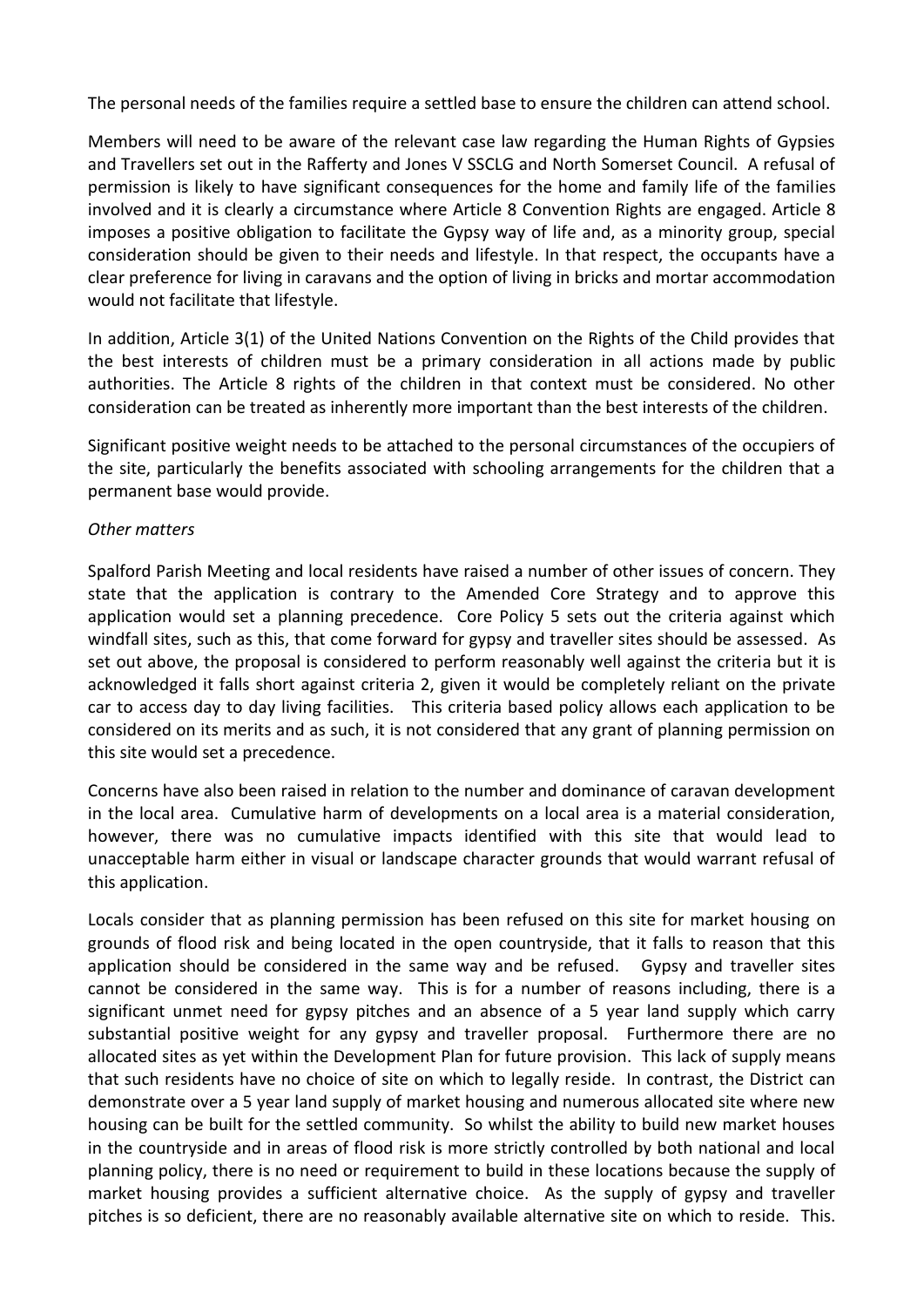The personal needs of the families require a settled base to ensure the children can attend school.

Members will need to be aware of the relevant case law regarding the Human Rights of Gypsies and Travellers set out in the Rafferty and Jones V SSCLG and North Somerset Council. A refusal of permission is likely to have significant consequences for the home and family life of the families involved and it is clearly a circumstance where Article 8 Convention Rights are engaged. Article 8 imposes a positive obligation to facilitate the Gypsy way of life and, as a minority group, special consideration should be given to their needs and lifestyle. In that respect, the occupants have a clear preference for living in caravans and the option of living in bricks and mortar accommodation would not facilitate that lifestyle.

In addition, Article 3(1) of the United Nations Convention on the Rights of the Child provides that the best interests of children must be a primary consideration in all actions made by public authorities. The Article 8 rights of the children in that context must be considered. No other consideration can be treated as inherently more important than the best interests of the children.

Significant positive weight needs to be attached to the personal circumstances of the occupiers of the site, particularly the benefits associated with schooling arrangements for the children that a permanent base would provide.

*Other matters*

Spalford Parish Meeting and local residents have raised a number of other issues of concern. They state that the application is contrary to the Amended Core Strategy and to approve this application would set a planning precedence. Core Policy 5 sets out the criteria against which windfall sites, such as this, that come forward for gypsy and traveller sites should be assessed. As set out above, the proposal is considered to perform reasonably well against the criteria but it is acknowledged it falls short against criteria 2, given it would be completely reliant on the private car to access day to day living facilities. This criteria based policy allows each application to be considered on its merits and as such, it is not considered that any grant of planning permission on this site would set a precedence.

Concerns have also been raised in relation to the number and dominance of caravan development in the local area. Cumulative harm of developments on a local area is a material consideration, however, there was no cumulative impacts identified with this site that would lead to unacceptable harm either in visual or landscape character grounds that would warrant refusal of this application.

Locals consider that as planning permission has been refused on this site for market housing on grounds of flood risk and being located in the open countryside, that it falls to reason that this application should be considered in the same way and be refused. Gypsy and traveller sites cannot be considered in the same way. This is for a number of reasons including, there is a significant unmet need for gypsy pitches and an absence of a 5 year land supply which carry substantial positive weight for any gypsy and traveller proposal. Furthermore there are no allocated sites as yet within the Development Plan for future provision. This lack of supply means that such residents have no choice of site on which to legally reside. In contrast, the District can demonstrate over a 5 year land supply of market housing and numerous allocated site where new housing can be built for the settled community. So whilst the ability to build new market houses in the countryside and in areas of flood risk is more strictly controlled by both national and local planning policy, there is no need or requirement to build in these locations because the supply of market housing provides a sufficient alternative choice. As the supply of gypsy and traveller pitches is so deficient, there are no reasonably available alternative site on which to reside. This.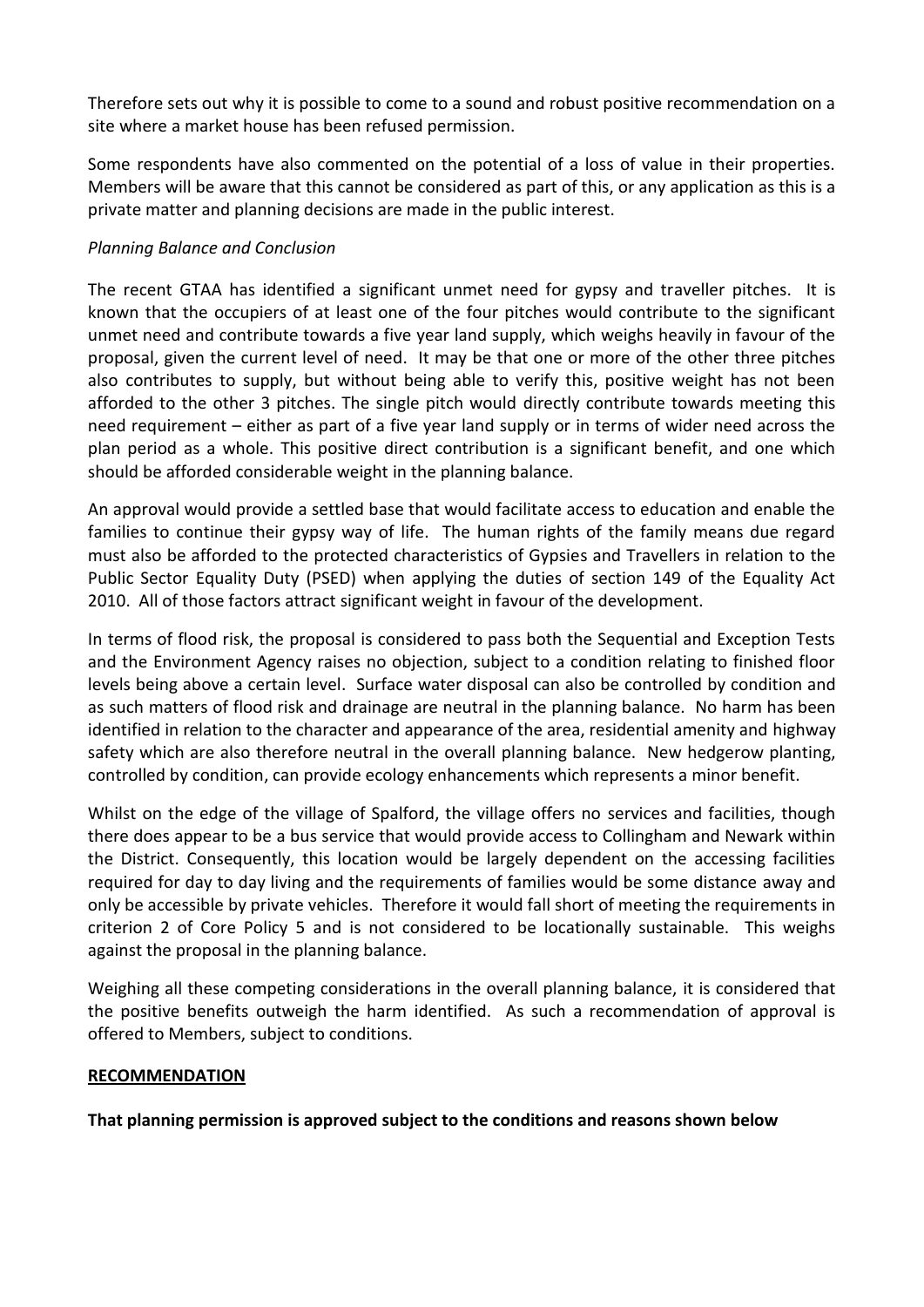Therefore sets out why it is possible to come to a sound and robust positive recommendation on a site where a market house has been refused permission.

Some respondents have also commented on the potential of a loss of value in their properties. Members will be aware that this cannot be considered as part of this, or any application as this is a private matter and planning decisions are made in the public interest.

*Planning Balance and Conclusion*

The recent GTAA has identified a significant unmet need for gypsy and traveller pitches. It is known that the occupiers of at least one of the four pitches would contribute to the significant unmet need and contribute towards a five year land supply, which weighs heavily in favour of the proposal, given the current level of need. It may be that one or more of the other three pitches also contributes to supply, but without being able to verify this, positive weight has not been afforded to the other 3 pitches. The single pitch would directly contribute towards meeting this need requirement – either as part of a five year land supply or in terms of wider need across the plan period as a whole. This positive direct contribution is a significant benefit, and one which should be afforded considerable weight in the planning balance.

An approval would provide a settled base that would facilitate access to education and enable the families to continue their gypsy way of life. The human rights of the family means due regard must also be afforded to the protected characteristics of Gypsies and Travellers in relation to the Public Sector Equality Duty (PSED) when applying the duties of section 149 of the Equality Act 2010. All of those factors attract significant weight in favour of the development.

In terms of flood risk, the proposal is considered to pass both the Sequential and Exception Tests and the Environment Agency raises no objection, subject to a condition relating to finished floor levels being above a certain level. Surface water disposal can also be controlled by condition and as such matters of flood risk and drainage are neutral in the planning balance. No harm has been identified in relation to the character and appearance of the area, residential amenity and highway safety which are also therefore neutral in the overall planning balance. New hedgerow planting, controlled by condition, can provide ecology enhancements which represents a minor benefit.

Whilst on the edge of the village of Spalford, the village offers no services and facilities, though there does appear to be a bus service that would provide access to Collingham and Newark within the District. Consequently, this location would be largely dependent on the accessing facilities required for day to day living and the requirements of families would be some distance away and only be accessible by private vehicles. Therefore it would fall short of meeting the requirements in criterion 2 of Core Policy 5 and is not considered to be locationally sustainable. This weighs against the proposal in the planning balance.

Weighing all these competing considerations in the overall planning balance, it is considered that the positive benefits outweigh the harm identified. As such a recommendation of approval is offered to Members, subject to conditions.

## RECOMMENDATION

**That planning permission is approved subject to the conditions and reasons shown below**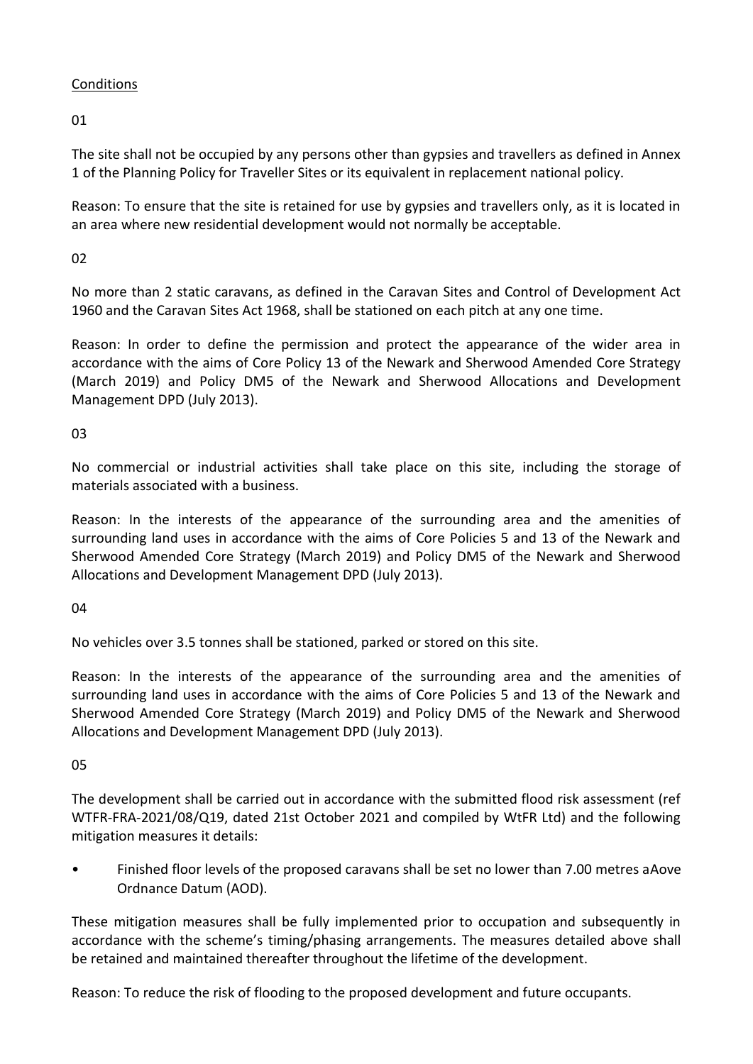Conditions

01

The site shall not be occupied by any persons other than gypsies and travellers as defined in Annex 1 of the Planning Policy for Traveller Sites or its equivalent in replacement national policy.

Reason: To ensure that the site is retained for use by gypsies and travellers only, as it is located in an area where new residential development would not normally be acceptable.

02

No more than 2 static caravans, as defined in the Caravan Sites and Control of Development Act 1960 and the Caravan Sites Act 1968, shall be stationed on each pitch at any one time.

Reason: In order to define the permission and protect the appearance of the wider area in accordance with the aims of Core Policy 13 of the Newark and Sherwood Amended Core Strategy (March 2019) and Policy DM5 of the Newark and Sherwood Allocations and Development Management DPD (July 2013).

03

No commercial or industrial activities shall take place on this site, including the storage of materials associated with a business.

Reason: In the interests of the appearance of the surrounding area and the amenities of surrounding land uses in accordance with the aims of Core Policies 5 and 13 of the Newark and Sherwood Amended Core Strategy (March 2019) and Policy DM5 of the Newark and Sherwood Allocations and Development Management DPD (July 2013).

04

No vehicles over 3.5 tonnes shall be stationed, parked or stored on this site.

Reason: In the interests of the appearance of the surrounding area and the amenities of surrounding land uses in accordance with the aims of Core Policies 5 and 13 of the Newark and Sherwood Amended Core Strategy (March 2019) and Policy DM5 of the Newark and Sherwood Allocations and Development Management DPD (July 2013).

05

The development shall be carried out in accordance with the submitted flood risk assessment (ref WTFR-FRA-2021/08/Q19, dated 21st October 2021 and compiled by WtFR Ltd) and the following mitigation measures it details:

- Finished floor levels of the proposed caravans shall be set no lower than 7.00 metres aAove Ordnance Datum (AOD).

These mitigation measures shall be fully implemented prior to occupation and subsequently in accordance with the scheme's timing/phasing arrangements. The measures detailed above shall be retained and maintained thereafter throughout the lifetime of the development.

Reason: To reduce the risk of flooding to the proposed development and future occupants.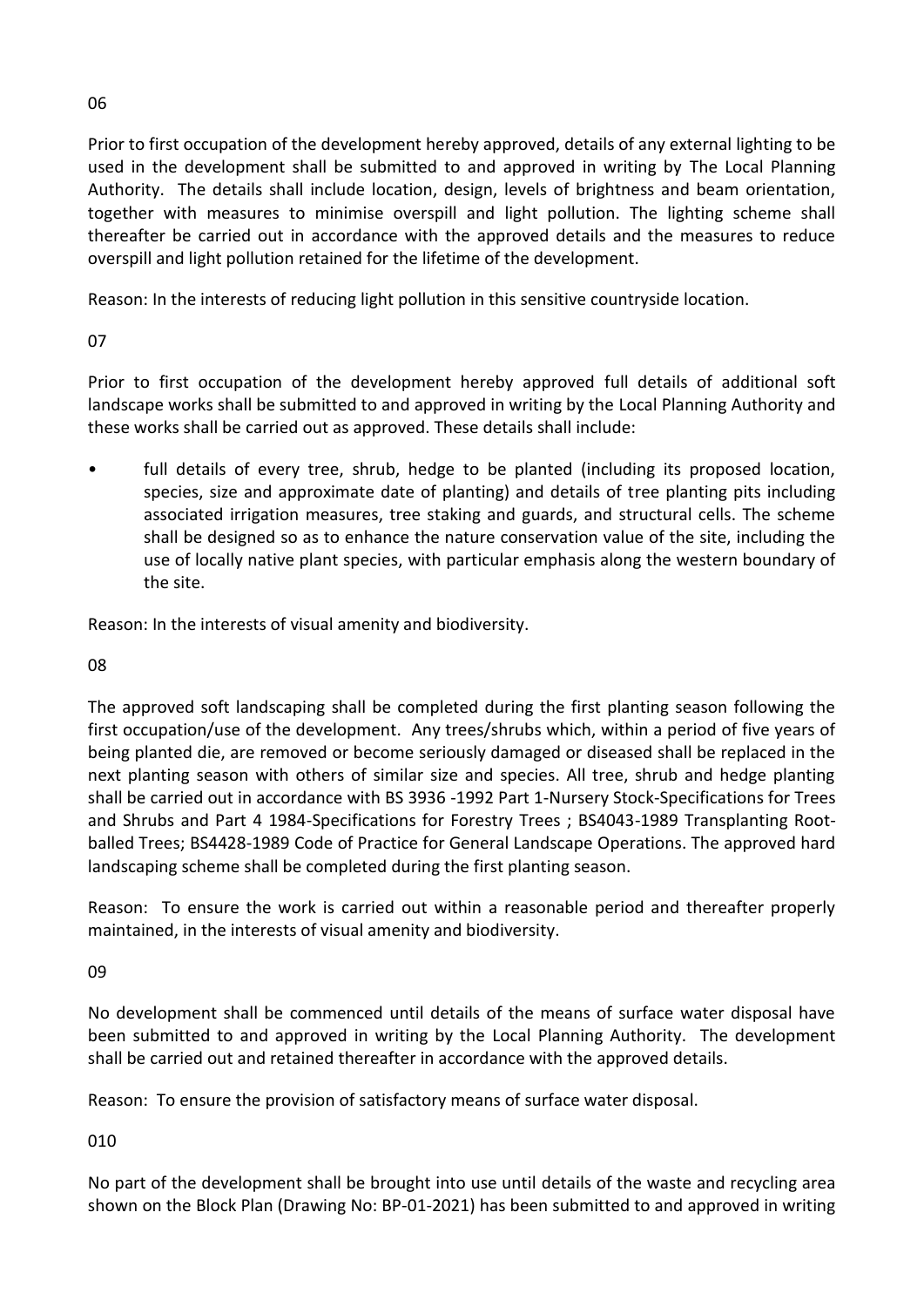06

Prior to first occupation of the development hereby approved, details of any external lighting to be used in the development shall be submitted to and approved in writing by The Local Planning Authority. The details shall include location, design, levels of brightness and beam orientation, together with measures to minimise overspill and light pollution. The lighting scheme shall thereafter be carried out in accordance with the approved details and the measures to reduce overspill and light pollution retained for the lifetime of the development.

Reason: In the interests of reducing light pollution in this sensitive countryside location.

07

Prior to first occupation of the development hereby approved full details of additional soft landscape works shall be submitted to and approved in writing by the Local Planning Authority and these works shall be carried out as approved. These details shall include:

- full details of every tree, shrub, hedge to be planted (including its proposed location, species, size and approximate date of planting) and details of tree planting pits including associated irrigation measures, tree staking and guards, and structural cells. The scheme shall be designed so as to enhance the nature conservation value of the site, including the use of locally native plant species, with particular emphasis along the western boundary of the site.

Reason: In the interests of visual amenity and biodiversity.

08

The approved soft landscaping shall be completed during the first planting season following the first occupation/use of the development. Any trees/shrubs which, within a period of five years of being planted die, are removed or become seriously damaged or diseased shall be replaced in the next planting season with others of similar size and species. All tree, shrub and hedge planting shall be carried out in accordance with BS 3936 -1992 Part 1-Nursery Stock-Specifications for Trees and Shrubs and Part 4 1984-Specifications for Forestry Trees ; BS4043-1989 Transplanting Root-balled Trees; BS4428-1989 Code of Practice for General Landscape Operations. The approved hard landscaping scheme shall be completed during the first planting season.

Reason: To ensure the work is carried out within a reasonable period and thereafter properly maintained, in the interests of visual amenity and biodiversity.

09

No development shall be commenced until details of the means of surface water disposal have been submitted to and approved in writing by the Local Planning Authority. The development shall be carried out and retained thereafter in accordance with the approved details.

Reason: To ensure the provision of satisfactory means of surface water disposal.

010

No part of the development shall be brought into use until details of the waste and recycling area shown on the Block Plan (Drawing No: BP-01-2021) has been submitted to and approved in writing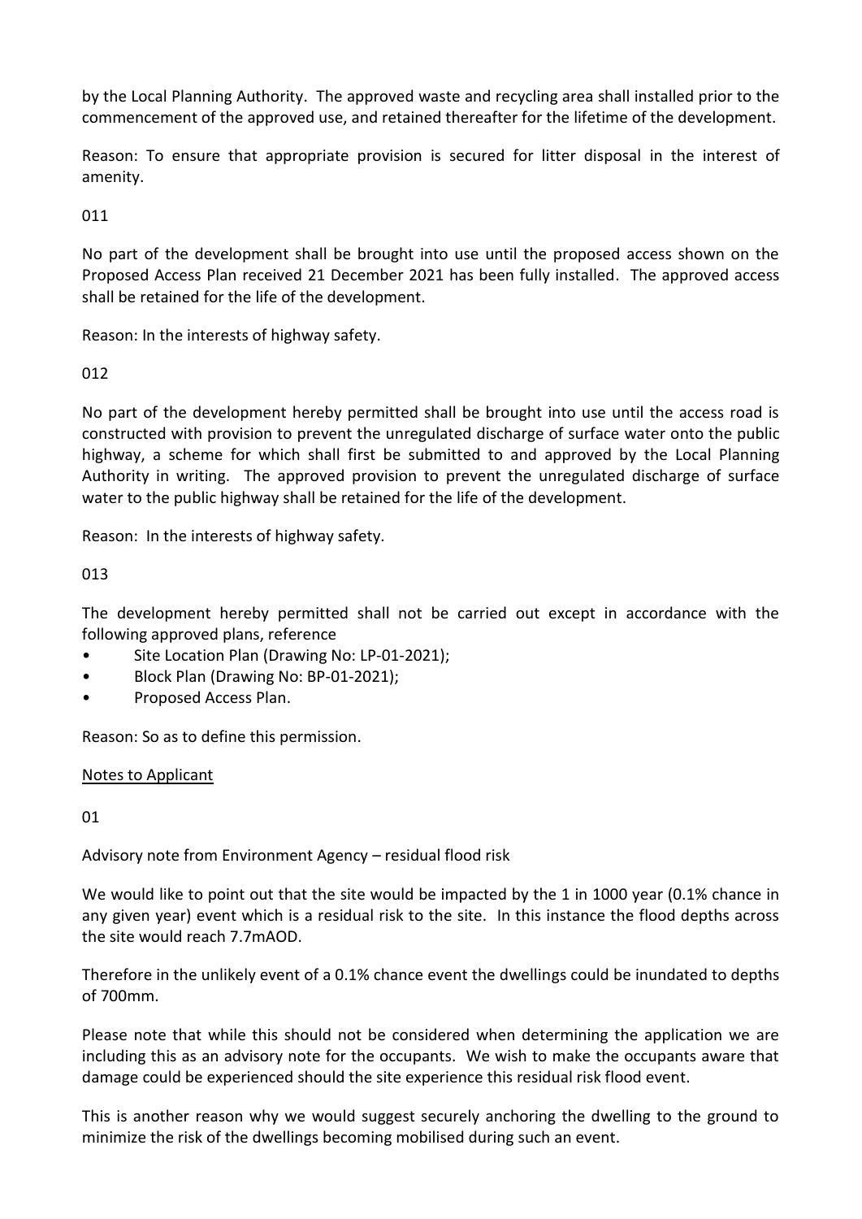by the Local Planning Authority. The approved waste and recycling area shall installed prior to the commencement of the approved use, and retained thereafter for the lifetime of the development.

Reason: To ensure that appropriate provision is secured for litter disposal in the interest of amenity.

011

No part of the development shall be brought into use until the proposed access shown on the Proposed Access Plan received 21 December 2021 has been fully installed. The approved access shall be retained for the life of the development.

Reason: In the interests of highway safety.

012

No part of the development hereby permitted shall be brought into use until the access road is constructed with provision to prevent the unregulated discharge of surface water onto the public highway, a scheme for which shall first be submitted to and approved by the Local Planning Authority in writing. The approved provision to prevent the unregulated discharge of surface water to the public highway shall be retained for the life of the development.

Reason: In the interests of highway safety.

013

The development hereby permitted shall not be carried out except in accordance with the following approved plans, reference

- Site Location Plan (Drawing No: LP-01-2021);
- Block Plan (Drawing No: BP-01-2021);
- Proposed Access Plan.

Reason: So as to define this permission.

<u>Notes to Applicant</u>

01

Advisory note from Environment Agency – residual flood risk

We would like to point out that the site would be impacted by the 1 in 1000 year (0.1% chance in any given year) event which is a residual risk to the site. In this instance the flood depths across the site would reach 7.7mAOD.

Therefore in the unlikely event of a 0.1% chance event the dwellings could be inundated to depths of 700mm.

Please note that while this should not be considered when determining the application we are including this as an advisory note for the occupants. We wish to make the occupants aware that damage could be experienced should the site experience this residual risk flood event.

This is another reason why we would suggest securely anchoring the dwelling to the ground to minimize the risk of the dwellings becoming mobilised during such an event.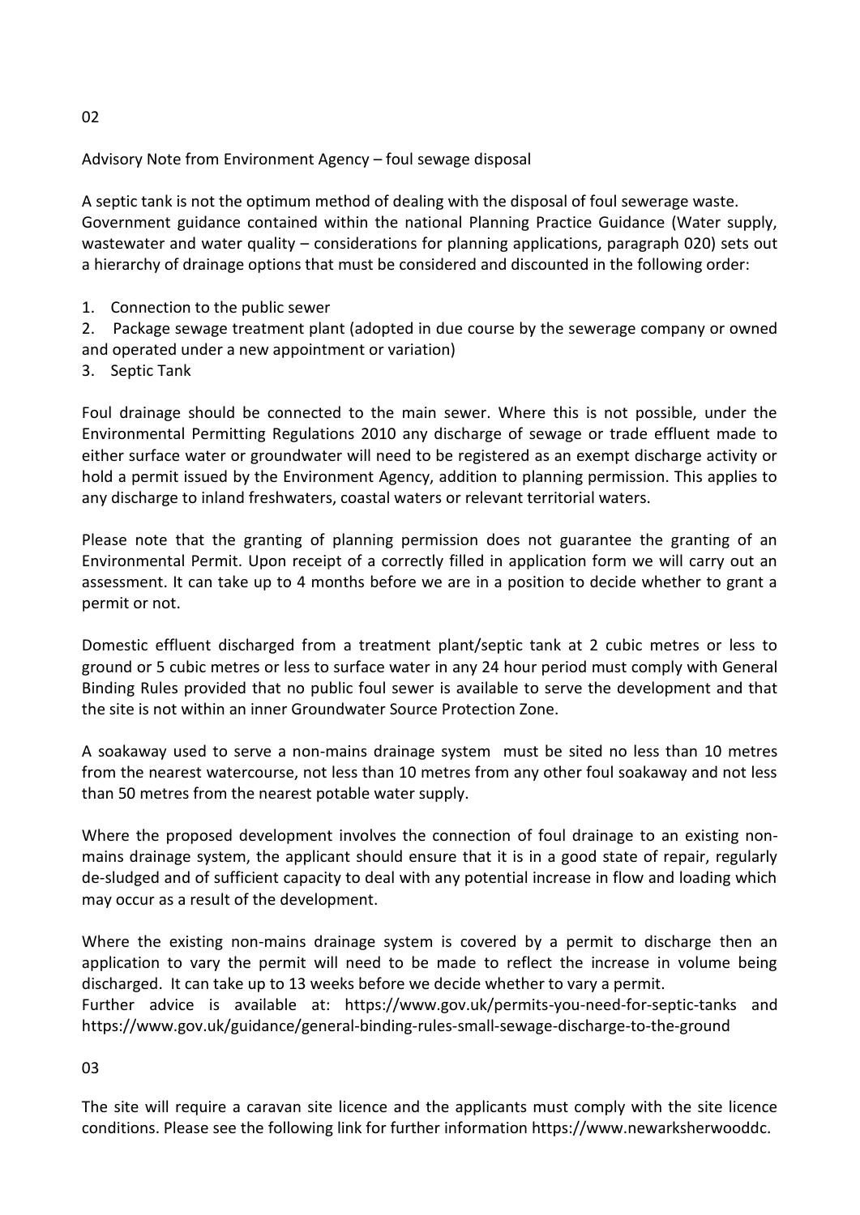02

Advisory Note from Environment Agency – foul sewage disposal

A septic tank is not the optimum method of dealing with the disposal of foul sewerage waste. Government guidance contained within the national Planning Practice Guidance (Water supply, wastewater and water quality – considerations for planning applications, paragraph 020) sets out a hierarchy of drainage options that must be considered and discounted in the following order:

1. Connection to the public sewer
2. Package sewage treatment plant (adopted in due course by the sewerage company or owned and operated under a new appointment or variation)
3. Septic Tank

Foul drainage should be connected to the main sewer. Where this is not possible, under the Environmental Permitting Regulations 2010 any discharge of sewage or trade effluent made to either surface water or groundwater will need to be registered as an exempt discharge activity or hold a permit issued by the Environment Agency, addition to planning permission. This applies to any discharge to inland freshwaters, coastal waters or relevant territorial waters.

Please note that the granting of planning permission does not guarantee the granting of an Environmental Permit. Upon receipt of a correctly filled in application form we will carry out an assessment. It can take up to 4 months before we are in a position to decide whether to grant a permit or not.

Domestic effluent discharged from a treatment plant/septic tank at 2 cubic metres or less to ground or 5 cubic metres or less to surface water in any 24 hour period must comply with General Binding Rules provided that no public foul sewer is available to serve the development and that the site is not within an inner Groundwater Source Protection Zone.

A soakaway used to serve a non-mains drainage system must be sited no less than 10 metres from the nearest watercourse, not less than 10 metres from any other foul soakaway and not less than 50 metres from the nearest potable water supply.

Where the proposed development involves the connection of foul drainage to an existing non-mains drainage system, the applicant should ensure that it is in a good state of repair, regularly de-sludged and of sufficient capacity to deal with any potential increase in flow and loading which may occur as a result of the development.

Where the existing non-mains drainage system is covered by a permit to discharge then an application to vary the permit will need to be made to reflect the increase in volume being discharged. It can take up to 13 weeks before we decide whether to vary a permit.
Further advice is available at: https://www.gov.uk/permits-you-need-for-septic-tanks and https://www.gov.uk/guidance/general-binding-rules-small-sewage-discharge-to-the-ground

03

The site will require a caravan site licence and the applicants must comply with the site licence conditions. Please see the following link for further information https://www.newarksherwooddc.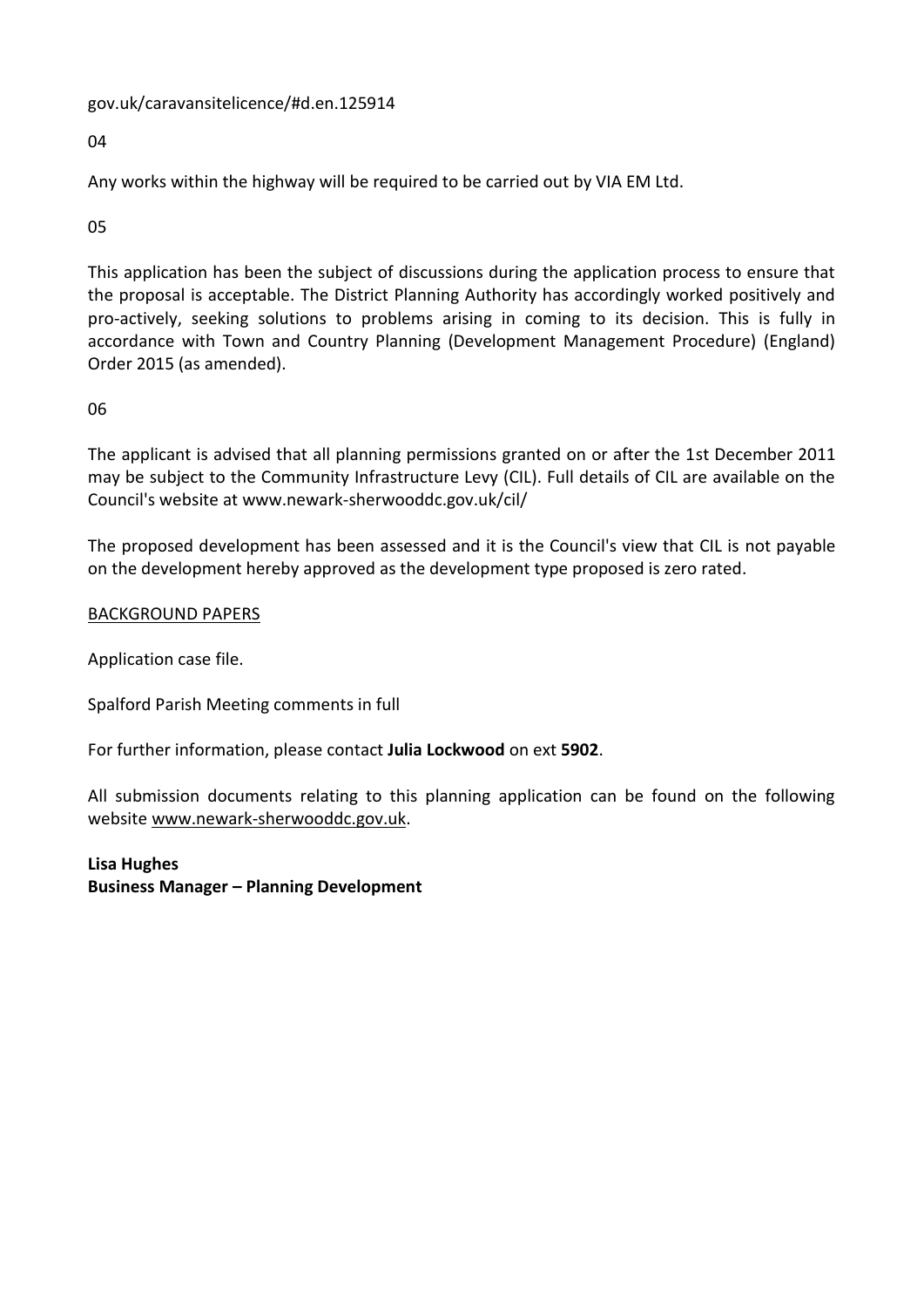gov.uk/caravansitelicence/#d.en.125914

04

Any works within the highway will be required to be carried out by VIA EM Ltd.

05

This application has been the subject of discussions during the application process to ensure that the proposal is acceptable. The District Planning Authority has accordingly worked positively and pro-actively, seeking solutions to problems arising in coming to its decision. This is fully in accordance with Town and Country Planning (Development Management Procedure) (England) Order 2015 (as amended).

06

The applicant is advised that all planning permissions granted on or after the 1st December 2011 may be subject to the Community Infrastructure Levy (CIL). Full details of CIL are available on the Council's website at www.newark-sherwooddc.gov.uk/cil/

The proposed development has been assessed and it is the Council's view that CIL is not payable on the development hereby approved as the development type proposed is zero rated.

BACKGROUND PAPERS

Application case file.

Spalford Parish Meeting comments in full

For further information, please contact **Julia Lockwood** on ext **5902**.

All submission documents relating to this planning application can be found on the following website www.newark-sherwooddc.gov.uk.

**Lisa Hughes**
**Business Manager – Planning Development**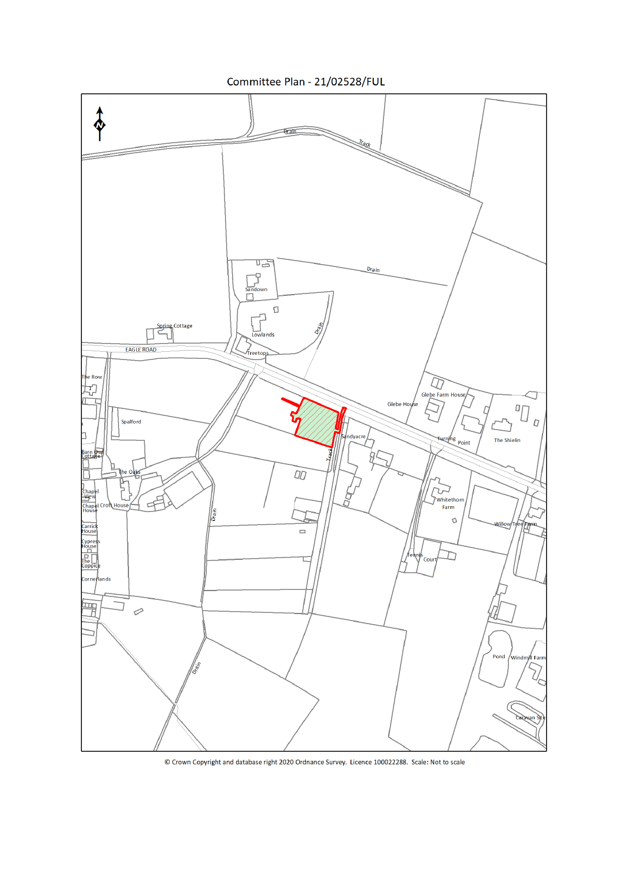# Committee Plan - 21/02528/FUL

N

Drain

Track

Drain

Sandown

Drain

Lowlands

Spring Cottage

Treetops

EAGLE ROAD

The Row

Glebe Farm House

Glebe House

Spalford

Sandyacre

Turning Point

The Shielin

Barn Owl Cottage

Track

The Oaks

Chapel View

Chapel Croft House House

Drain

Whitethorn Farm

Willow Tree Farm

Carrick House

Cypress House

The Coppice

Tennis Court

Cornerlands

Drain

Pond

Windmill Farm

Caravan Site

© Crown Copyright and database right 2020 Ordnance Survey. Licence 100022288. Scale: Not to scale